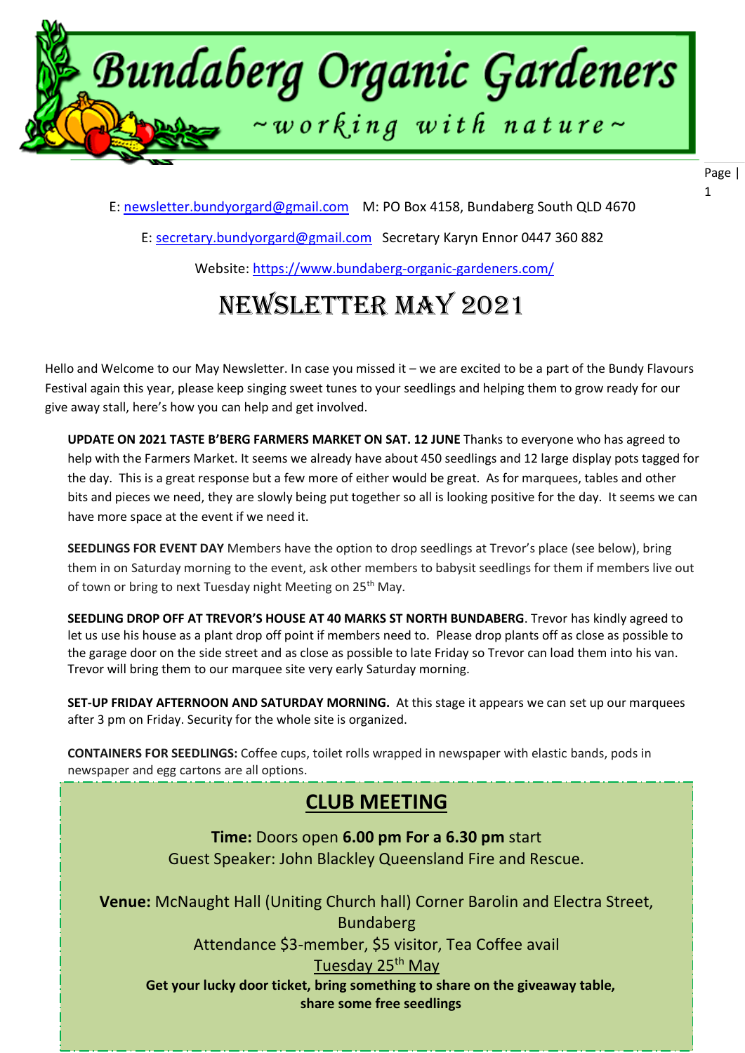# Bundaberg Organic Gardeners

~working with nature~

E: newsletter.bundyorgard@gmail.com    M: PO Box 4158, Bundaberg South QLD 4670

E: secretary.bundyorgard@gmail.com   Secretary Karyn Ennor 0447 360 882

Website: https://www.bundaberg-organic-gardeners.com/

# NEWSLETTER MAY 2021

Hello and Welcome to our May Newsletter. In case you missed it – we are excited to be a part of the Bundy Flavours Festival again this year, please keep singing sweet tunes to your seedlings and helping them to grow ready for our give away stall, here's how you can help and get involved.

**UPDATE ON 2021 TASTE B'BERG FARMERS MARKET ON SAT. 12 JUNE** Thanks to everyone who has agreed to help with the Farmers Market. It seems we already have about 450 seedlings and 12 large display pots tagged for the day. This is a great response but a few more of either would be great. As for marquees, tables and other bits and pieces we need, they are slowly being put together so all is looking positive for the day. It seems we can have more space at the event if we need it.

**SEEDLINGS FOR EVENT DAY** Members have the option to drop seedlings at Trevor's place (see below), bring them in on Saturday morning to the event, ask other members to babysit seedlings for them if members live out of town or bring to next Tuesday night Meeting on 25th May.

**SEEDLING DROP OFF AT TREVOR'S HOUSE AT 40 MARKS ST NORTH BUNDABERG**. Trevor has kindly agreed to let us use his house as a plant drop off point if members need to. Please drop plants off as close as possible to the garage door on the side street and as close as possible to late Friday so Trevor can load them into his van. Trevor will bring them to our marquee site very early Saturday morning.

**SET-UP FRIDAY AFTERNOON AND SATURDAY MORNING.** At this stage it appears we can set up our marquees after 3 pm on Friday. Security for the whole site is organized.

**CONTAINERS FOR SEEDLINGS:** Coffee cups, toilet rolls wrapped in newspaper with elastic bands, pods in newspaper and egg cartons are all options.

## CLUB MEETING

**Time:** Doors open **6.00 pm For a 6.30 pm** start
Guest Speaker: John Blackley Queensland Fire and Rescue.

**Venue:** McNaught Hall (Uniting Church hall) Corner Barolin and Electra Street, Bundaberg
Attendance $3-member, $5 visitor, Tea Coffee avail
Tuesday 25th May

**Get your lucky door ticket, bring something to share on the giveaway table, share some free seedlings**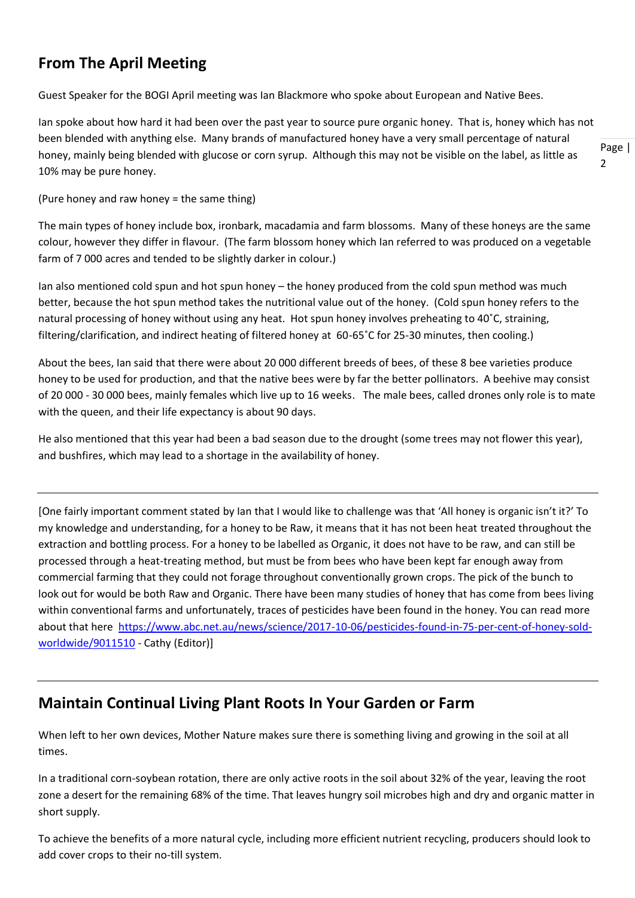## From The April Meeting

Guest Speaker for the BOGI April meeting was Ian Blackmore who spoke about European and Native Bees.

Ian spoke about how hard it had been over the past year to source pure organic honey. That is, honey which has not been blended with anything else. Many brands of manufactured honey have a very small percentage of natural honey, mainly being blended with glucose or corn syrup. Although this may not be visible on the label, as little as 10% may be pure honey.

(Pure honey and raw honey = the same thing)

The main types of honey include box, ironbark, macadamia and farm blossoms. Many of these honeys are the same colour, however they differ in flavour. (The farm blossom honey which Ian referred to was produced on a vegetable farm of 7 000 acres and tended to be slightly darker in colour.)

Ian also mentioned cold spun and hot spun honey – the honey produced from the cold spun method was much better, because the hot spun method takes the nutritional value out of the honey. (Cold spun honey refers to the natural processing of honey without using any heat. Hot spun honey involves preheating to 40˚C, straining, filtering/clarification, and indirect heating of filtered honey at 60-65˚C for 25-30 minutes, then cooling.)

About the bees, Ian said that there were about 20 000 different breeds of bees, of these 8 bee varieties produce honey to be used for production, and that the native bees were by far the better pollinators. A beehive may consist of 20 000 - 30 000 bees, mainly females which live up to 16 weeks. The male bees, called drones only role is to mate with the queen, and their life expectancy is about 90 days.

He also mentioned that this year had been a bad season due to the drought (some trees may not flower this year), and bushfires, which may lead to a shortage in the availability of honey.

---

[One fairly important comment stated by Ian that I would like to challenge was that 'All honey is organic isn't it?' To my knowledge and understanding, for a honey to be Raw, it means that it has not been heat treated throughout the extraction and bottling process. For a honey to be labelled as Organic, it does not have to be raw, and can still be processed through a heat-treating method, but must be from bees who have been kept far enough away from commercial farming that they could not forage throughout conventionally grown crops. The pick of the bunch to look out for would be both Raw and Organic. There have been many studies of honey that has come from bees living within conventional farms and unfortunately, traces of pesticides have been found in the honey. You can read more about that here https://www.abc.net.au/news/science/2017-10-06/pesticides-found-in-75-per-cent-of-honey-sold-worldwide/9011510 - Cathy (Editor)]

---

## Maintain Continual Living Plant Roots In Your Garden or Farm

When left to her own devices, Mother Nature makes sure there is something living and growing in the soil at all times.

In a traditional corn-soybean rotation, there are only active roots in the soil about 32% of the year, leaving the root zone a desert for the remaining 68% of the time. That leaves hungry soil microbes high and dry and organic matter in short supply.

To achieve the benefits of a more natural cycle, including more efficient nutrient recycling, producers should look to add cover crops to their no-till system.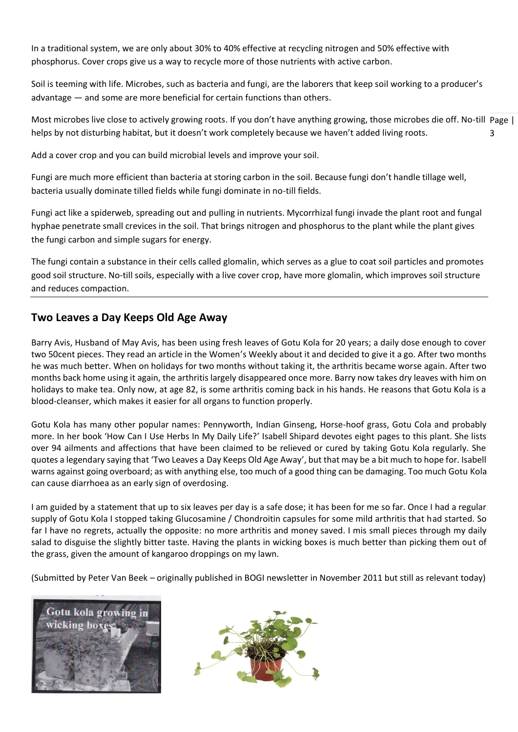In a traditional system, we are only about 30% to 40% effective at recycling nitrogen and 50% effective with phosphorus. Cover crops give us a way to recycle more of those nutrients with active carbon.

Soil is teeming with life. Microbes, such as bacteria and fungi, are the laborers that keep soil working to a producer's advantage — and some are more beneficial for certain functions than others.

Most microbes live close to actively growing roots. If you don't have anything growing, those microbes die off. No-till helps by not disturbing habitat, but it doesn't work completely because we haven't added living roots.

Add a cover crop and you can build microbial levels and improve your soil.

Fungi are much more efficient than bacteria at storing carbon in the soil. Because fungi don't handle tillage well, bacteria usually dominate tilled fields while fungi dominate in no-till fields.

Fungi act like a spiderweb, spreading out and pulling in nutrients. Mycorrhizal fungi invade the plant root and fungal hyphae penetrate small crevices in the soil. That brings nitrogen and phosphorus to the plant while the plant gives the fungi carbon and simple sugars for energy.

The fungi contain a substance in their cells called glomalin, which serves as a glue to coat soil particles and promotes good soil structure. No-till soils, especially with a live cover crop, have more glomalin, which improves soil structure and reduces compaction.

## Two Leaves a Day Keeps Old Age Away

Barry Avis, Husband of May Avis, has been using fresh leaves of Gotu Kola for 20 years; a daily dose enough to cover two 50cent pieces. They read an article in the Women's Weekly about it and decided to give it a go. After two months he was much better. When on holidays for two months without taking it, the arthritis became worse again. After two months back home using it again, the arthritis largely disappeared once more. Barry now takes dry leaves with him on holidays to make tea. Only now, at age 82, is some arthritis coming back in his hands. He reasons that Gotu Kola is a blood-cleanser, which makes it easier for all organs to function properly.

Gotu Kola has many other popular names: Pennyworth, Indian Ginseng, Horse-hoof grass, Gotu Cola and probably more. In her book 'How Can I Use Herbs In My Daily Life?' Isabell Shipard devotes eight pages to this plant. She lists over 94 ailments and affections that have been claimed to be relieved or cured by taking Gotu Kola regularly. She quotes a legendary saying that 'Two Leaves a Day Keeps Old Age Away', but that may be a bit much to hope for. Isabell warns against going overboard; as with anything else, too much of a good thing can be damaging. Too much Gotu Kola can cause diarrhoea as an early sign of overdosing.

I am guided by a statement that up to six leaves per day is a safe dose; it has been for me so far. Once I had a regular supply of Gotu Kola I stopped taking Glucosamine / Chondroitin capsules for some mild arthritis that had started. So far I have no regrets, actually the opposite: no more arthritis and money saved. I mis small pieces through my daily salad to disguise the slightly bitter taste. Having the plants in wicking boxes is much better than picking them out of the grass, given the amount of kangaroo droppings on my lawn.

(Submitted by Peter Van Beek – originally published in BOGI newsletter in November 2011 but still as relevant today)

Gotu kola growing in wicking boxes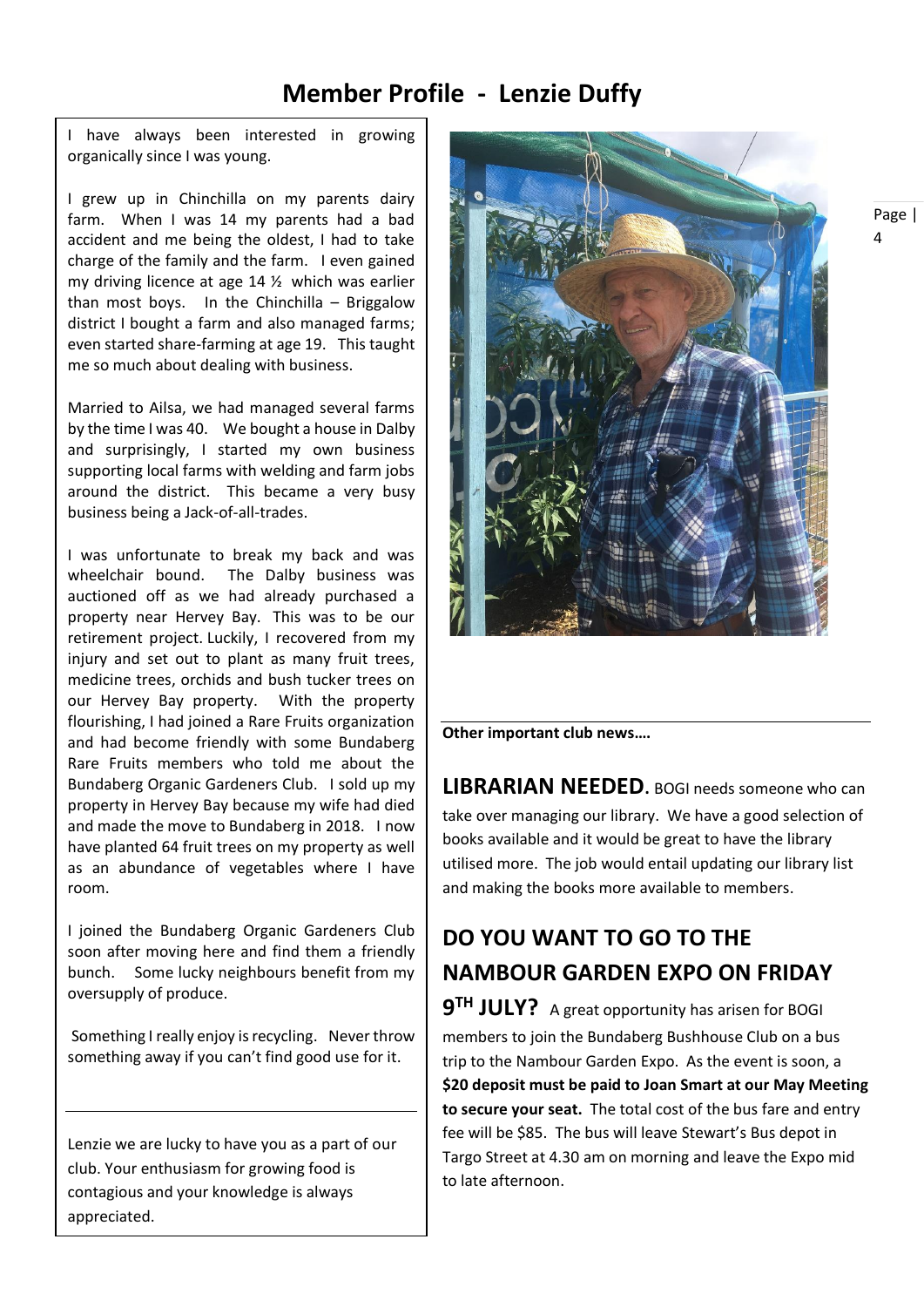# Member Profile - Lenzie Duffy

I have always been interested in growing organically since I was young.

I grew up in Chinchilla on my parents dairy farm. When I was 14 my parents had a bad accident and me being the oldest, I had to take charge of the family and the farm. I even gained my driving licence at age 14 ½ which was earlier than most boys. In the Chinchilla – Briggalow district I bought a farm and also managed farms; even started share-farming at age 19. This taught me so much about dealing with business.

Married to Ailsa, we had managed several farms by the time I was 40. We bought a house in Dalby and surprisingly, I started my own business supporting local farms with welding and farm jobs around the district. This became a very busy business being a Jack-of-all-trades.

I was unfortunate to break my back and was wheelchair bound. The Dalby business was auctioned off as we had already purchased a property near Hervey Bay. This was to be our retirement project. Luckily, I recovered from my injury and set out to plant as many fruit trees, medicine trees, orchids and bush tucker trees on our Hervey Bay property. With the property flourishing, I had joined a Rare Fruits organization and had become friendly with some Bundaberg Rare Fruits members who told me about the Bundaberg Organic Gardeners Club. I sold up my property in Hervey Bay because my wife had died and made the move to Bundaberg in 2018. I now have planted 64 fruit trees on my property as well as an abundance of vegetables where I have room.

I joined the Bundaberg Organic Gardeners Club soon after moving here and find them a friendly bunch. Some lucky neighbours benefit from my oversupply of produce.

Something I really enjoy is recycling. Never throw something away if you can't find good use for it.

---

Lenzie we are lucky to have you as a part of our club. Your enthusiasm for growing food is contagious and your knowledge is always appreciated.

---

**Other important club news….**

**LIBRARIAN NEEDED.** BOGI needs someone who can take over managing our library. We have a good selection of books available and it would be great to have the library utilised more. The job would entail updating our library list and making the books more available to members.

## DO YOU WANT TO GO TO THE NAMBOUR GARDEN EXPO ON FRIDAY 9TH JULY?

A great opportunity has arisen for BOGI members to join the Bundaberg Bushhouse Club on a bus trip to the Nambour Garden Expo. As the event is soon, a **$20 deposit must be paid to Joan Smart at our May Meeting to secure your seat.** The total cost of the bus fare and entry fee will be $85. The bus will leave Stewart's Bus depot in Targo Street at 4.30 am on morning and leave the Expo mid to late afternoon.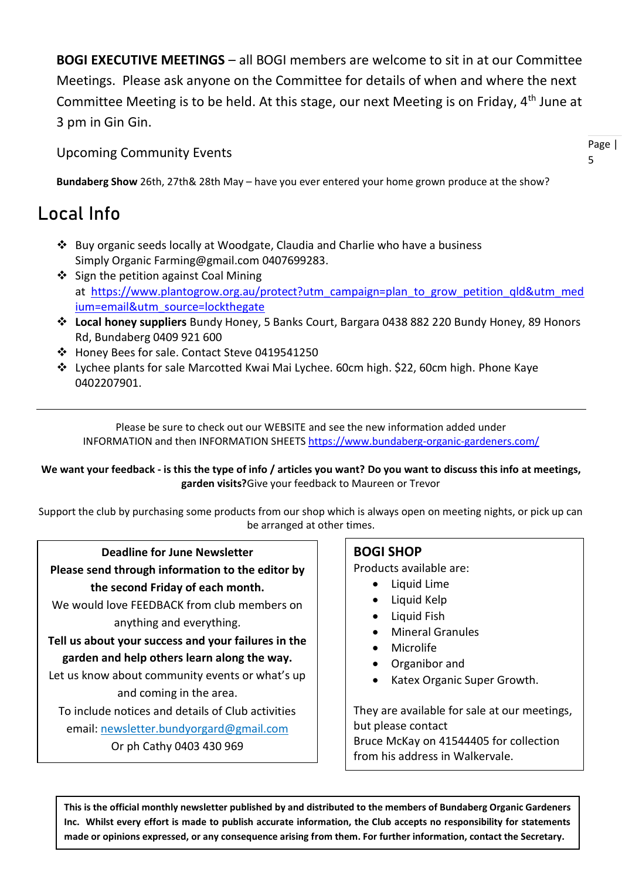**BOGI EXECUTIVE MEETINGS** – all BOGI members are welcome to sit in at our Committee Meetings. Please ask anyone on the Committee for details of when and where the next Committee Meeting is to be held. At this stage, our next Meeting is on Friday, 4th June at 3 pm in Gin Gin.

Upcoming Community Events

**Bundaberg Show** 26th, 27th& 28th May – have you ever entered your home grown produce at the show?

# Local Info

- Buy organic seeds locally at Woodgate, Claudia and Charlie who have a business Simply Organic Farming@gmail.com 0407699283.
- Sign the petition against Coal Mining at https://www.plantogrow.org.au/protect?utm_campaign=plan_to_grow_petition_qld&utm_medium=email&utm_source=lockthegate
- **Local honey suppliers** Bundy Honey, 5 Banks Court, Bargara 0438 882 220 Bundy Honey, 89 Honors Rd, Bundaberg 0409 921 600
- Honey Bees for sale. Contact Steve 0419541250
- Lychee plants for sale Marcotted Kwai Mai Lychee. 60cm high. $22, 60cm high. Phone Kaye 0402207901.

---

Please be sure to check out our WEBSITE and see the new information added under INFORMATION and then INFORMATION SHEETS https://www.bundaberg-organic-gardeners.com/

**We want your feedback - is this the type of info / articles you want? Do you want to discuss this info at meetings, garden visits?** Give your feedback to Maureen or Trevor

Support the club by purchasing some products from our shop which is always open on meeting nights, or pick up can be arranged at other times.

**Deadline for June Newsletter**
**Please send through information to the editor by the second Friday of each month.**
We would love FEEDBACK from club members on anything and everything.
**Tell us about your success and your failures in the garden and help others learn along the way.**
Let us know about community events or what's up and coming in the area.
To include notices and details of Club activities email: newsletter.bundyorgard@gmail.com
Or ph Cathy 0403 430 969

**BOGI SHOP**

Products available are:

- Liquid Lime
- Liquid Kelp
- Liquid Fish
- Mineral Granules
- Microlife
- Organibor and
- Katex Organic Super Growth.

They are available for sale at our meetings, but please contact Bruce McKay on 41544405 for collection from his address in Walkervale.

**This is the official monthly newsletter published by and distributed to the members of Bundaberg Organic Gardeners Inc. Whilst every effort is made to publish accurate information, the Club accepts no responsibility for statements made or opinions expressed, or any consequence arising from them. For further information, contact the Secretary.**